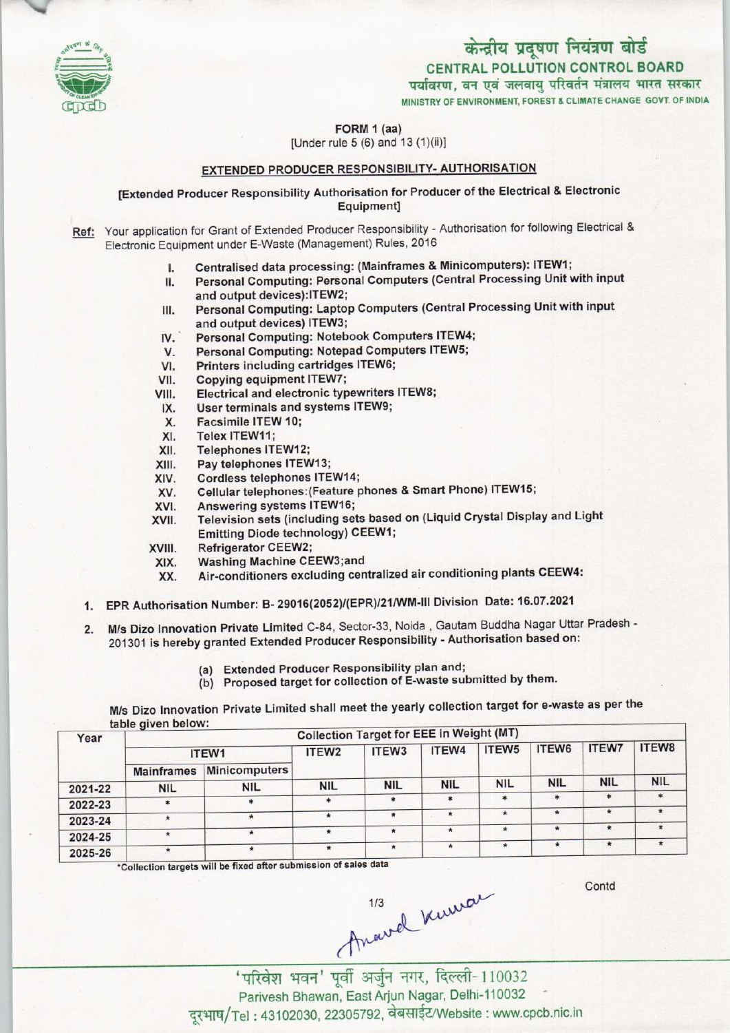# केन्द्रीय प्रदूषण नियंत्रण बोर्ड
## CENTRAL POLLUTION CONTROL BOARD

पर्यावरण, वन एवं जलवायु परिवर्तन मंत्रालय भारत सरकार

MINISTRY OF ENVIRONMENT, FOREST & CLIMATE CHANGE GOVT. OF INDIA

**FORM 1 (aa)**

[Under rule 5 (6) and 13 (1)(ii)]

**EXTENDED PRODUCER RESPONSIBILITY- AUTHORISATION**

**[Extended Producer Responsibility Authorisation for Producer of the Electrical & Electronic Equipment]**

**Ref:** Your application for Grant of Extended Producer Responsibility - Authorisation for following Electrical & Electronic Equipment under E-Waste (Management) Rules, 2016

- I. Centralised data processing: (Mainframes & Minicomputers): ITEW1;
- II. Personal Computing: Personal Computers (Central Processing Unit with input and output devices):ITEW2;
- III. Personal Computing: Laptop Computers (Central Processing Unit with input and output devices) ITEW3;
- IV. Personal Computing: Notebook Computers ITEW4;
- V. Personal Computing: Notepad Computers ITEW5;
- VI. Printers including cartridges ITEW6;
- VII. Copying equipment ITEW7;
- VIII. Electrical and electronic typewriters ITEW8;
- IX. User terminals and systems ITEW9;
- X. Facsimile ITEW 10;
- XI. Telex ITEW11;
- XII. Telephones ITEW12;
- XIII. Pay telephones ITEW13;
- XIV. Cordless telephones ITEW14;
- XV. Cellular telephones:(Feature phones & Smart Phone) ITEW15;
- XVI. Answering systems ITEW16;
- XVII. Television sets (including sets based on (Liquid Crystal Display and Light Emitting Diode technology) CEEW1;
- XVIII. Refrigerator CEEW2;
- XIX. Washing Machine CEEW3;and
- XX. Air-conditioners excluding centralized air conditioning plants CEEW4:

1. EPR Authorisation Number: B- 29016(2052)/(EPR)/21/WM-III Division Date: 16.07.2021

2. M/s Dizo Innovation Private Limited C-84, Sector-33, Noida , Gautam Buddha Nagar Uttar Pradesh - 201301 is hereby granted Extended Producer Responsibility - Authorisation based on:

   (a) Extended Producer Responsibility plan and;
   (b) Proposed target for collection of E-waste submitted by them.

M/s Dizo Innovation Private Limited shall meet the yearly collection target for e-waste as per the table given below:

| Year | Collection Target for EEE in Weight (MT) | | | | | | | | |
|---|---|---|---|---|---|---|---|---|---|
| | ITEW1 | | ITEW2 | ITEW3 | ITEW4 | ITEW5 | ITEW6 | ITEW7 | ITEW8 |
| | Mainframes | Minicomputers | | | | | | | |
| 2021-22 | NIL | NIL | NIL | NIL | NIL | NIL | NIL | NIL | NIL |
| 2022-23 | * | * | * | * | * | * | * | * | * |
| 2023-24 | * | * | * | * | * | * | * | * | * |
| 2024-25 | * | * | * | * | * | * | * | * | * |
| 2025-26 | * | * | * | * | * | * | * | * | * |

*Collection targets will be fixed after submission of sales data

Contd

'परिवेश भवन' पूर्वी अर्जुन नगर, दिल्ली-110032

Parivesh Bhawan, East Arjun Nagar, Delhi-110032

दूरभाष/Tel : 43102030, 22305792, वेबसाईट/Website : www.cpcb.nic.in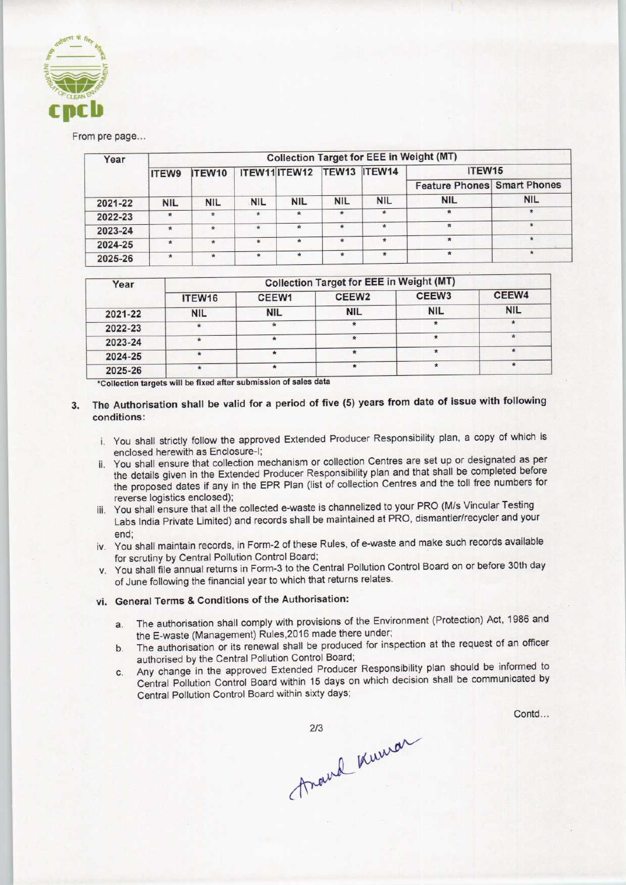From pre page...

| Year | Collection Target for EEE in Weight (MT) | | | | | | | |
|---|---|---|---|---|---|---|---|---|
| | ITEW9 | ITEW10 | ITEW11 | ITEW12 | TEW13 | ITEW14 | ITEW15 | |
| | | | | | | | Feature Phones | Smart Phones |
| 2021-22 | NIL | NIL | NIL | NIL | NIL | NIL | NIL | NIL |
| 2022-23 | * | * | * | * | * | * | * | * |
| 2023-24 | * | * | * | * | * | * | * | * |
| 2024-25 | * | * | * | * | * | * | * | * |
| 2025-26 | * | * | * | * | * | * | * | * |

| Year | Collection Target for EEE in Weight (MT) | | | | |
|---|---|---|---|---|---|
| | ITEW16 | CEEW1 | CEEW2 | CEEW3 | CEEW4 |
| 2021-22 | NIL | NIL | NIL | NIL | NIL |
| 2022-23 | * | * | * | * | * |
| 2023-24 | * | * | * | * | * |
| 2024-25 | * | * | * | * | * |
| 2025-26 | * | * | * | * | * |

*Collection targets will be fixed after submission of sales data

3. **The Authorisation shall be valid for a period of five (5) years from date of issue with following conditions:**

   i. You shall strictly follow the approved Extended Producer Responsibility plan, a copy of which is enclosed herewith as Enclosure-I;

   ii. You shall ensure that collection mechanism or collection Centres are set up or designated as per the details given in the Extended Producer Responsibility plan and that shall be completed before the proposed dates if any in the EPR Plan (list of collection Centres and the toll free numbers for reverse logistics enclosed);

   iii. You shall ensure that all the collected e-waste is channelized to your PRO (M/s Vincular Testing Labs India Private Limited) and records shall be maintained at PRO, dismantler/recycler and your end;

   iv. You shall maintain records, in Form-2 of these Rules, of e-waste and make such records available for scrutiny by Central Pollution Control Board;

   v. You shall file annual returns in Form-3 to the Central Pollution Control Board on or before 30th day of June following the financial year to which that returns relates.

   vi. **General Terms & Conditions of the Authorisation:**

      a. The authorisation shall comply with provisions of the Environment (Protection) Act, 1986 and the E-waste (Management) Rules,2016 made there under;

      b. The authorisation or its renewal shall be produced for inspection at the request of an officer authorised by the Central Pollution Control Board;

      c. Any change in the approved Extended Producer Responsibility plan should be informed to Central Pollution Control Board within 15 days on which decision shall be communicated by Central Pollution Control Board within sixty days;

Contd...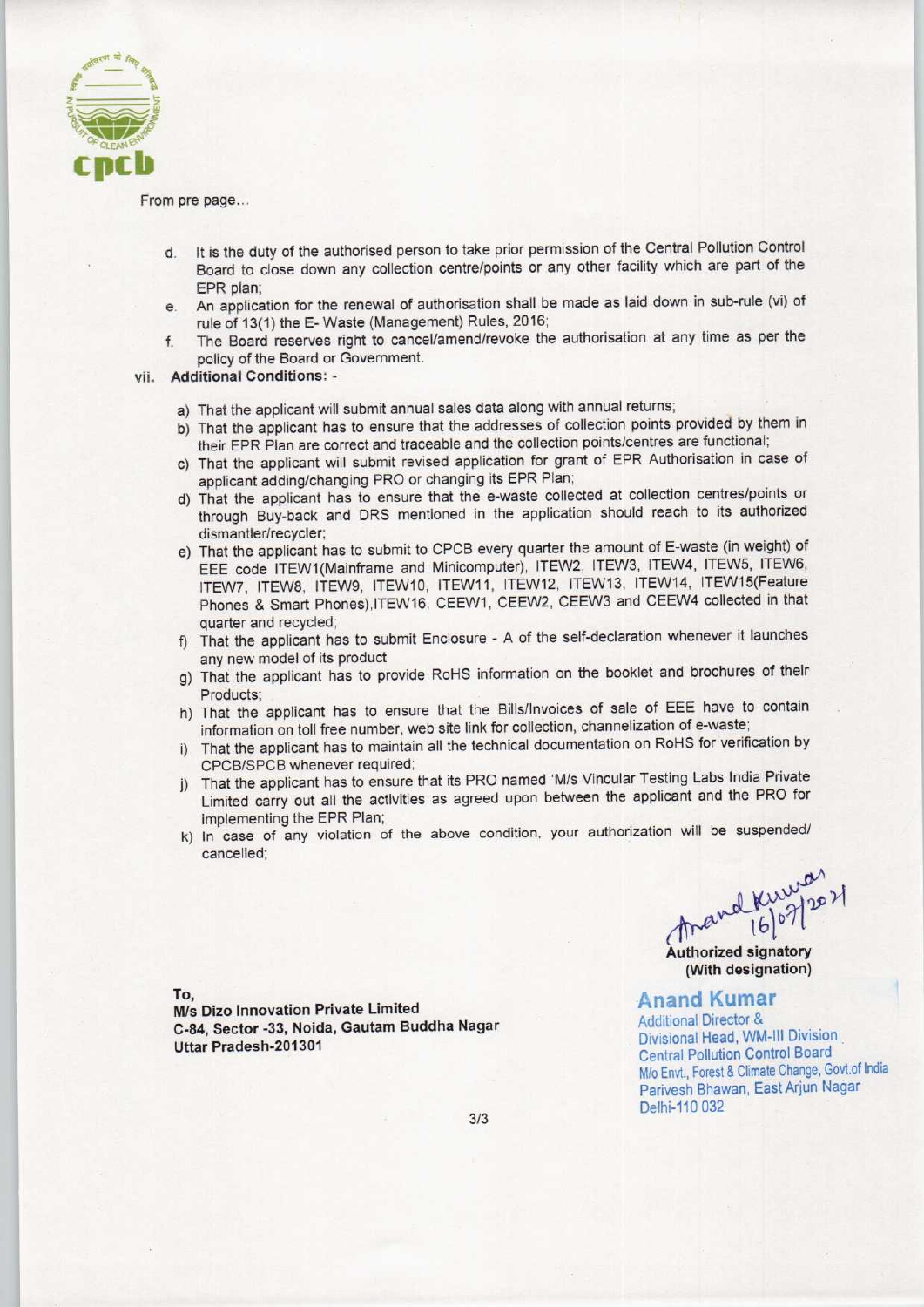From pre page...

d. It is the duty of the authorised person to take prior permission of the Central Pollution Control Board to close down any collection centre/points or any other facility which are part of the EPR plan;

e. An application for the renewal of authorisation shall be made as laid down in sub-rule (vi) of rule of 13(1) the E- Waste (Management) Rules, 2016;

f. The Board reserves right to cancel/amend/revoke the authorisation at any time as per the policy of the Board or Government.

vii. **Additional Conditions: -**

a) That the applicant will submit annual sales data along with annual returns;

b) That the applicant has to ensure that the addresses of collection points provided by them in their EPR Plan are correct and traceable and the collection points/centres are functional;

c) That the applicant will submit revised application for grant of EPR Authorisation in case of applicant adding/changing PRO or changing its EPR Plan;

d) That the applicant has to ensure that the e-waste collected at collection centres/points or through Buy-back and DRS mentioned in the application should reach to its authorized dismantler/recycler;

e) That the applicant has to submit to CPCB every quarter the amount of E-waste (in weight) of EEE code ITEW1(Mainframe and Minicomputer), ITEW2, ITEW3, ITEW4, ITEW5, ITEW6, ITEW7, ITEW8, ITEW9, ITEW10, ITEW11, ITEW12, ITEW13, ITEW14, ITEW15(Feature Phones & Smart Phones),ITEW16, CEEW1, CEEW2, CEEW3 and CEEW4 collected in that quarter and recycled;

f) That the applicant has to submit Enclosure - A of the self-declaration whenever it launches any new model of its product

g) That the applicant has to provide RoHS information on the booklet and brochures of their Products;

h) That the applicant has to ensure that the Bills/Invoices of sale of EEE have to contain information on toll free number, web site link for collection, channelization of e-waste;

i) That the applicant has to maintain all the technical documentation on RoHS for verification by CPCB/SPCB whenever required;

j) That the applicant has to ensure that its PRO named 'M/s Vincular Testing Labs India Private Limited carry out all the activities as agreed upon between the applicant and the PRO for implementing the EPR Plan;

k) In case of any violation of the above condition, your authorization will be suspended/ cancelled;

Anand Kumar 16/07/2021

**Authorized signatory**
**(With designation)**

**Anand Kumar**
Additional Director &
Divisional Head, WM-III Division
Central Pollution Control Board
M/o Envt., Forest & Climate Change, Govt.of India
Parivesh Bhawan, East Arjun Nagar
Delhi-110 032

To,
**M/s Dizo Innovation Private Limited**
**C-84, Sector -33, Noida, Gautam Buddha Nagar**
**Uttar Pradesh-201301**